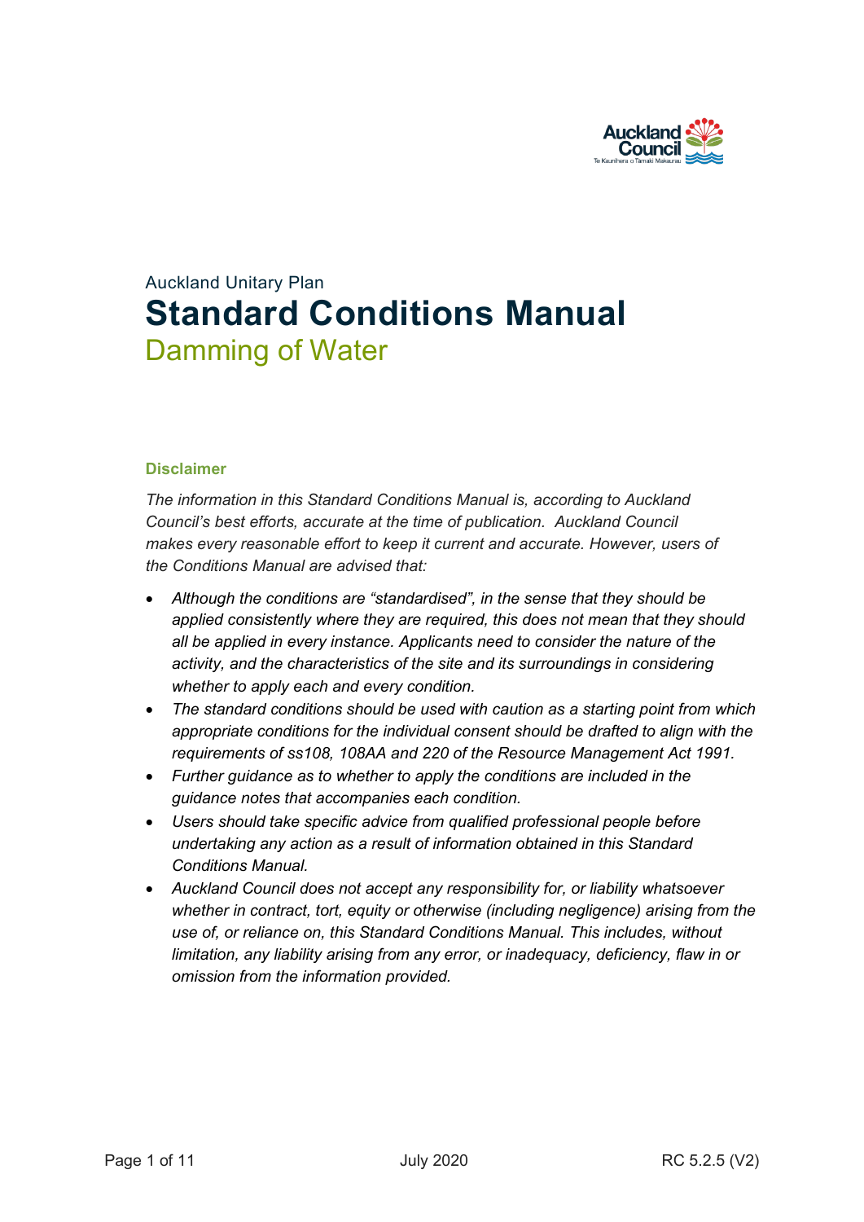Auckland Unitary Plan

# Standard Conditions Manual

## Damming of Water

### Disclaimer

*The information in this Standard Conditions Manual is, according to Auckland Council's best efforts, accurate at the time of publication. Auckland Council makes every reasonable effort to keep it current and accurate. However, users of the Conditions Manual are advised that:*

- *Although the conditions are "standardised", in the sense that they should be applied consistently where they are required, this does not mean that they should all be applied in every instance. Applicants need to consider the nature of the activity, and the characteristics of the site and its surroundings in considering whether to apply each and every condition.*
- *The standard conditions should be used with caution as a starting point from which appropriate conditions for the individual consent should be drafted to align with the requirements of ss108, 108AA and 220 of the Resource Management Act 1991.*
- *Further guidance as to whether to apply the conditions are included in the guidance notes that accompanies each condition.*
- *Users should take specific advice from qualified professional people before undertaking any action as a result of information obtained in this Standard Conditions Manual.*
- *Auckland Council does not accept any responsibility for, or liability whatsoever whether in contract, tort, equity or otherwise (including negligence) arising from the use of, or reliance on, this Standard Conditions Manual. This includes, without limitation, any liability arising from any error, or inadequacy, deficiency, flaw in or omission from the information provided.*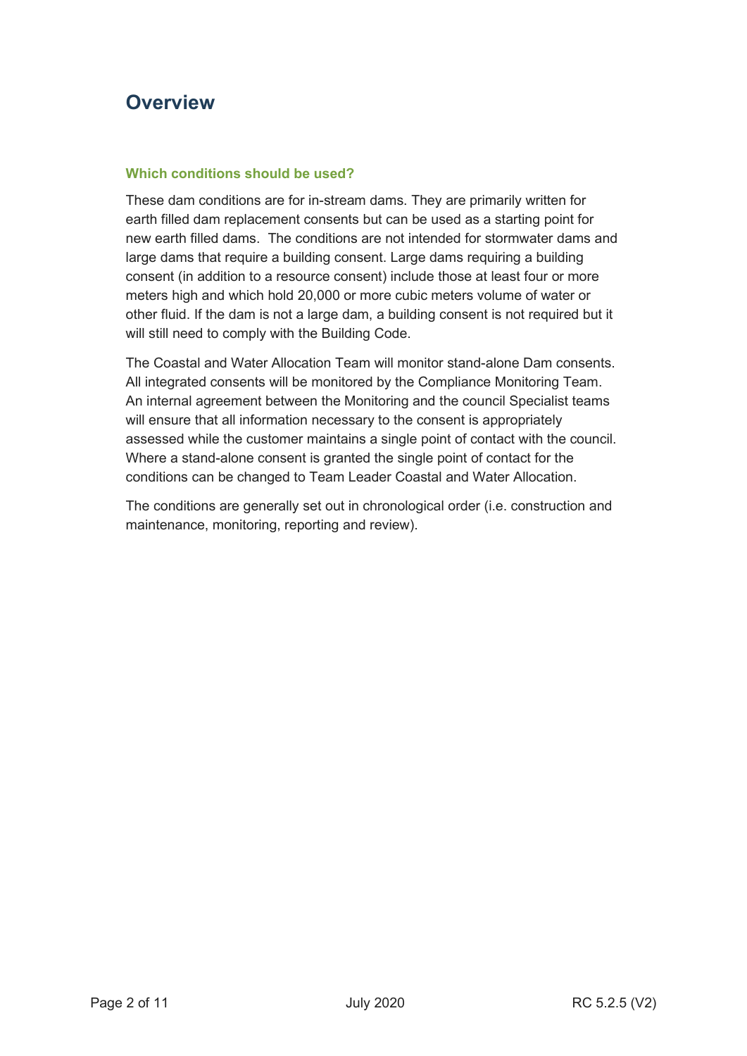# Overview

### Which conditions should be used?

These dam conditions are for in-stream dams. They are primarily written for earth filled dam replacement consents but can be used as a starting point for new earth filled dams. The conditions are not intended for stormwater dams and large dams that require a building consent. Large dams requiring a building consent (in addition to a resource consent) include those at least four or more meters high and which hold 20,000 or more cubic meters volume of water or other fluid. If the dam is not a large dam, a building consent is not required but it will still need to comply with the Building Code.

The Coastal and Water Allocation Team will monitor stand-alone Dam consents. All integrated consents will be monitored by the Compliance Monitoring Team. An internal agreement between the Monitoring and the council Specialist teams will ensure that all information necessary to the consent is appropriately assessed while the customer maintains a single point of contact with the council. Where a stand-alone consent is granted the single point of contact for the conditions can be changed to Team Leader Coastal and Water Allocation.

The conditions are generally set out in chronological order (i.e. construction and maintenance, monitoring, reporting and review).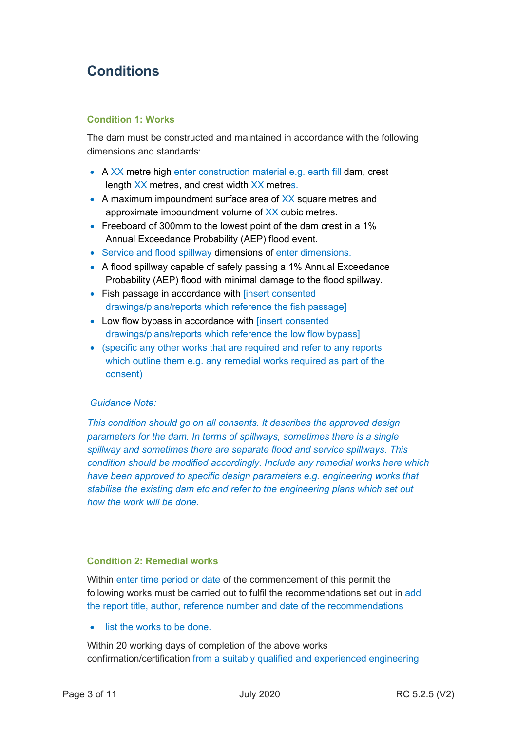## Conditions

### Condition 1: Works

The dam must be constructed and maintained in accordance with the following dimensions and standards:

- A XX metre high enter construction material e.g. earth fill dam, crest length XX metres, and crest width XX metres.
- A maximum impoundment surface area of XX square metres and approximate impoundment volume of XX cubic metres.
- Freeboard of 300mm to the lowest point of the dam crest in a 1% Annual Exceedance Probability (AEP) flood event.
- Service and flood spillway dimensions of enter dimensions.
- A flood spillway capable of safely passing a 1% Annual Exceedance Probability (AEP) flood with minimal damage to the flood spillway.
- Fish passage in accordance with [insert consented drawings/plans/reports which reference the fish passage]
- Low flow bypass in accordance with [insert consented drawings/plans/reports which reference the low flow bypass]
- (specific any other works that are required and refer to any reports which outline them e.g. any remedial works required as part of the consent)

*Guidance Note:*

*This condition should go on all consents. It describes the approved design parameters for the dam. In terms of spillways, sometimes there is a single spillway and sometimes there are separate flood and service spillways. This condition should be modified accordingly. Include any remedial works here which have been approved to specific design parameters e.g. engineering works that stabilise the existing dam etc and refer to the engineering plans which set out how the work will be done.*

---

### Condition 2: Remedial works

Within enter time period or date of the commencement of this permit the following works must be carried out to fulfil the recommendations set out in add the report title, author, reference number and date of the recommendations

- list the works to be done.

Within 20 working days of completion of the above works confirmation/certification from a suitably qualified and experienced engineering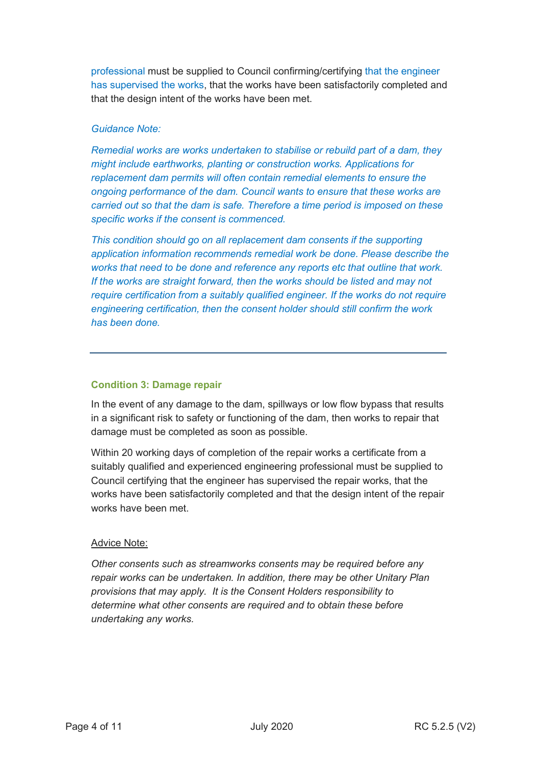professional must be supplied to Council confirming/certifying that the engineer has supervised the works, that the works have been satisfactorily completed and that the design intent of the works have been met.

*Guidance Note:*

*Remedial works are works undertaken to stabilise or rebuild part of a dam, they might include earthworks, planting or construction works. Applications for replacement dam permits will often contain remedial elements to ensure the ongoing performance of the dam. Council wants to ensure that these works are carried out so that the dam is safe. Therefore a time period is imposed on these specific works if the consent is commenced.*

*This condition should go on all replacement dam consents if the supporting application information recommends remedial work be done. Please describe the works that need to be done and reference any reports etc that outline that work. If the works are straight forward, then the works should be listed and may not require certification from a suitably qualified engineer. If the works do not require engineering certification, then the consent holder should still confirm the work has been done.*

---

### Condition 3: Damage repair

In the event of any damage to the dam, spillways or low flow bypass that results in a significant risk to safety or functioning of the dam, then works to repair that damage must be completed as soon as possible.

Within 20 working days of completion of the repair works a certificate from a suitably qualified and experienced engineering professional must be supplied to Council certifying that the engineer has supervised the repair works, that the works have been satisfactorily completed and that the design intent of the repair works have been met.

Advice Note:

*Other consents such as streamworks consents may be required before any repair works can be undertaken. In addition, there may be other Unitary Plan provisions that may apply. It is the Consent Holders responsibility to determine what other consents are required and to obtain these before undertaking any works.*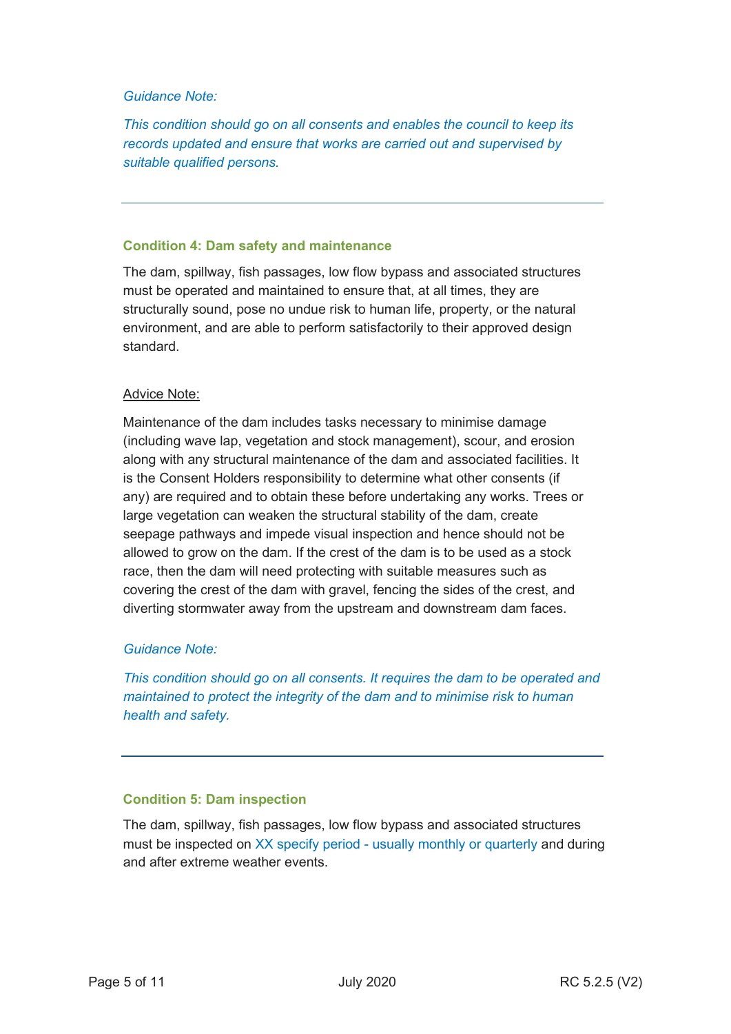*Guidance Note:*

*This condition should go on all consents and enables the council to keep its records updated and ensure that works are carried out and supervised by suitable qualified persons.*

---

### Condition 4: Dam safety and maintenance

The dam, spillway, fish passages, low flow bypass and associated structures must be operated and maintained to ensure that, at all times, they are structurally sound, pose no undue risk to human life, property, or the natural environment, and are able to perform satisfactorily to their approved design standard.

<u>Advice Note:</u>

Maintenance of the dam includes tasks necessary to minimise damage (including wave lap, vegetation and stock management), scour, and erosion along with any structural maintenance of the dam and associated facilities. It is the Consent Holders responsibility to determine what other consents (if any) are required and to obtain these before undertaking any works. Trees or large vegetation can weaken the structural stability of the dam, create seepage pathways and impede visual inspection and hence should not be allowed to grow on the dam. If the crest of the dam is to be used as a stock race, then the dam will need protecting with suitable measures such as covering the crest of the dam with gravel, fencing the sides of the crest, and diverting stormwater away from the upstream and downstream dam faces.

*Guidance Note:*

*This condition should go on all consents. It requires the dam to be operated and maintained to protect the integrity of the dam and to minimise risk to human health and safety.*

---

### Condition 5: Dam inspection

The dam, spillway, fish passages, low flow bypass and associated structures must be inspected on XX specify period - usually monthly or quarterly and during and after extreme weather events.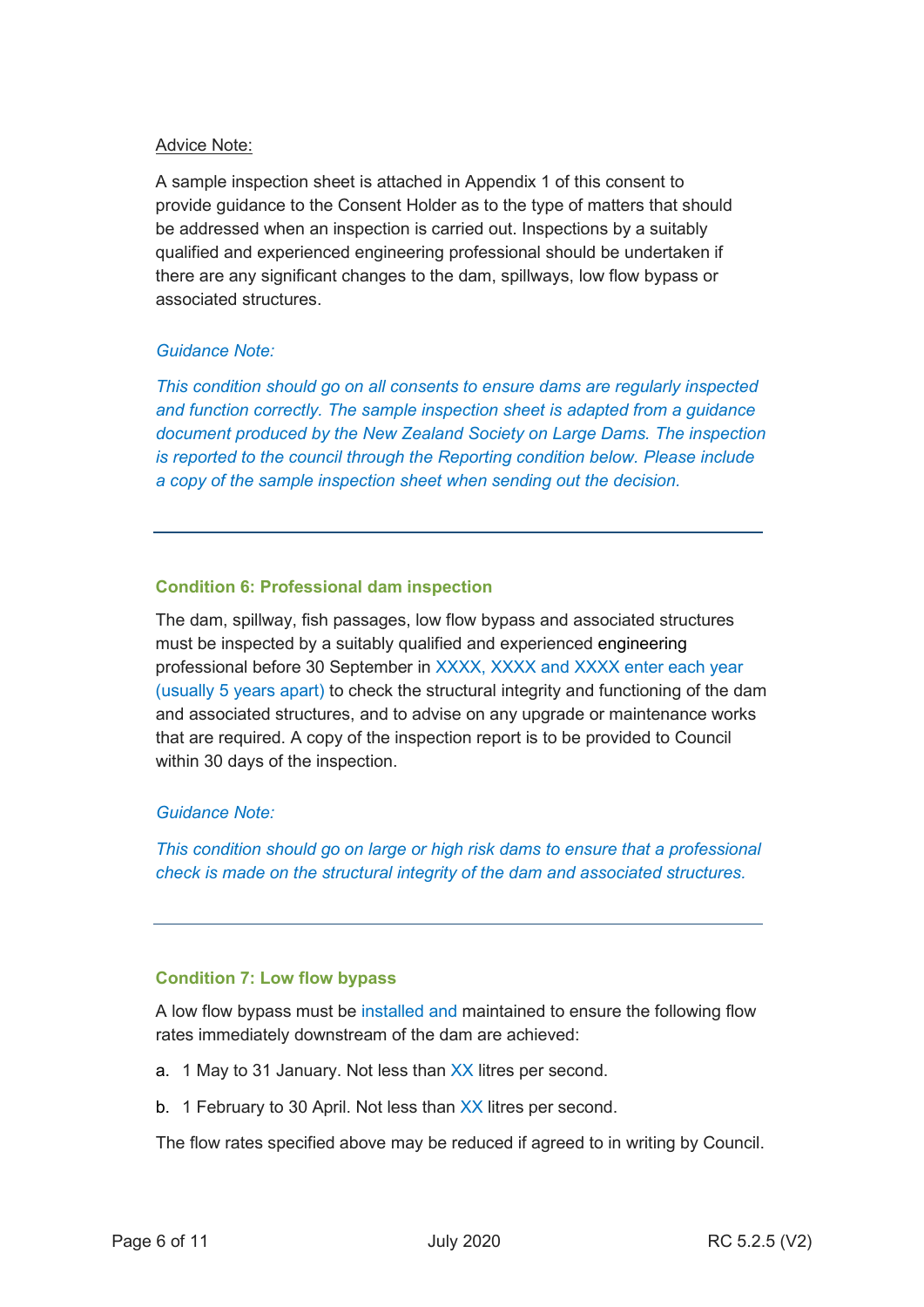Advice Note:

A sample inspection sheet is attached in Appendix 1 of this consent to provide guidance to the Consent Holder as to the type of matters that should be addressed when an inspection is carried out. Inspections by a suitably qualified and experienced engineering professional should be undertaken if there are any significant changes to the dam, spillways, low flow bypass or associated structures.

*Guidance Note:*

*This condition should go on all consents to ensure dams are regularly inspected and function correctly. The sample inspection sheet is adapted from a guidance document produced by the New Zealand Society on Large Dams. The inspection is reported to the council through the Reporting condition below. Please include a copy of the sample inspection sheet when sending out the decision.*

---

### Condition 6: Professional dam inspection

The dam, spillway, fish passages, low flow bypass and associated structures must be inspected by a suitably qualified and experienced engineering professional before 30 September in XXXX, XXXX and XXXX enter each year (usually 5 years apart) to check the structural integrity and functioning of the dam and associated structures, and to advise on any upgrade or maintenance works that are required. A copy of the inspection report is to be provided to Council within 30 days of the inspection.

*Guidance Note:*

*This condition should go on large or high risk dams to ensure that a professional check is made on the structural integrity of the dam and associated structures.*

---

### Condition 7: Low flow bypass

A low flow bypass must be installed and maintained to ensure the following flow rates immediately downstream of the dam are achieved:

a. 1 May to 31 January. Not less than XX litres per second.

b. 1 February to 30 April. Not less than XX litres per second.

The flow rates specified above may be reduced if agreed to in writing by Council.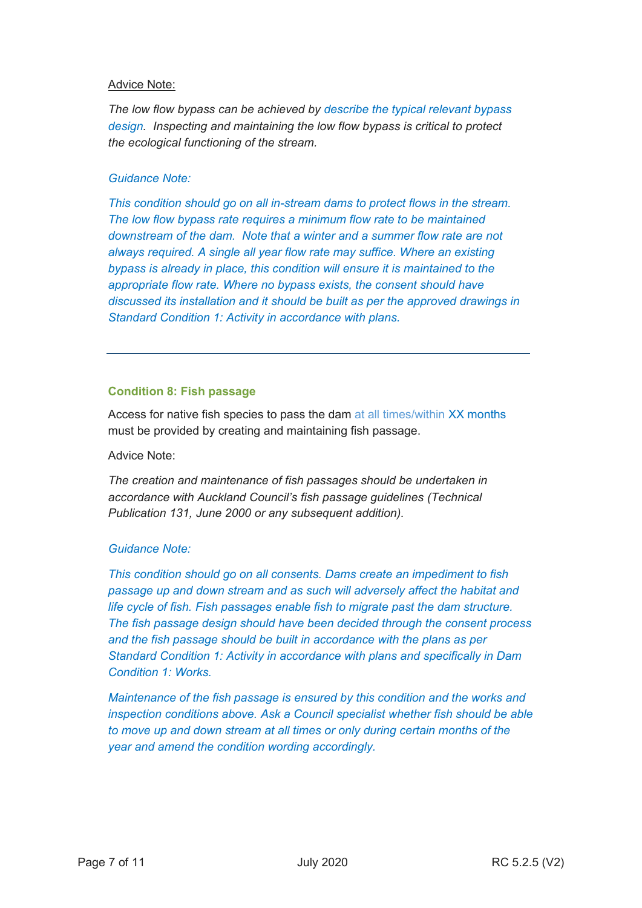Advice Note:

*The low flow bypass can be achieved by describe the typical relevant bypass design. Inspecting and maintaining the low flow bypass is critical to protect the ecological functioning of the stream.*

*Guidance Note:*

*This condition should go on all in-stream dams to protect flows in the stream. The low flow bypass rate requires a minimum flow rate to be maintained downstream of the dam. Note that a winter and a summer flow rate are not always required. A single all year flow rate may suffice. Where an existing bypass is already in place, this condition will ensure it is maintained to the appropriate flow rate. Where no bypass exists, the consent should have discussed its installation and it should be built as per the approved drawings in Standard Condition 1: Activity in accordance with plans.*

---

### Condition 8: Fish passage

Access for native fish species to pass the dam at all times/within XX months must be provided by creating and maintaining fish passage.

Advice Note:

*The creation and maintenance of fish passages should be undertaken in accordance with Auckland Council's fish passage guidelines (Technical Publication 131, June 2000 or any subsequent addition).*

*Guidance Note:*

*This condition should go on all consents. Dams create an impediment to fish passage up and down stream and as such will adversely affect the habitat and life cycle of fish. Fish passages enable fish to migrate past the dam structure. The fish passage design should have been decided through the consent process and the fish passage should be built in accordance with the plans as per Standard Condition 1: Activity in accordance with plans and specifically in Dam Condition 1: Works.*

*Maintenance of the fish passage is ensured by this condition and the works and inspection conditions above. Ask a Council specialist whether fish should be able to move up and down stream at all times or only during certain months of the year and amend the condition wording accordingly.*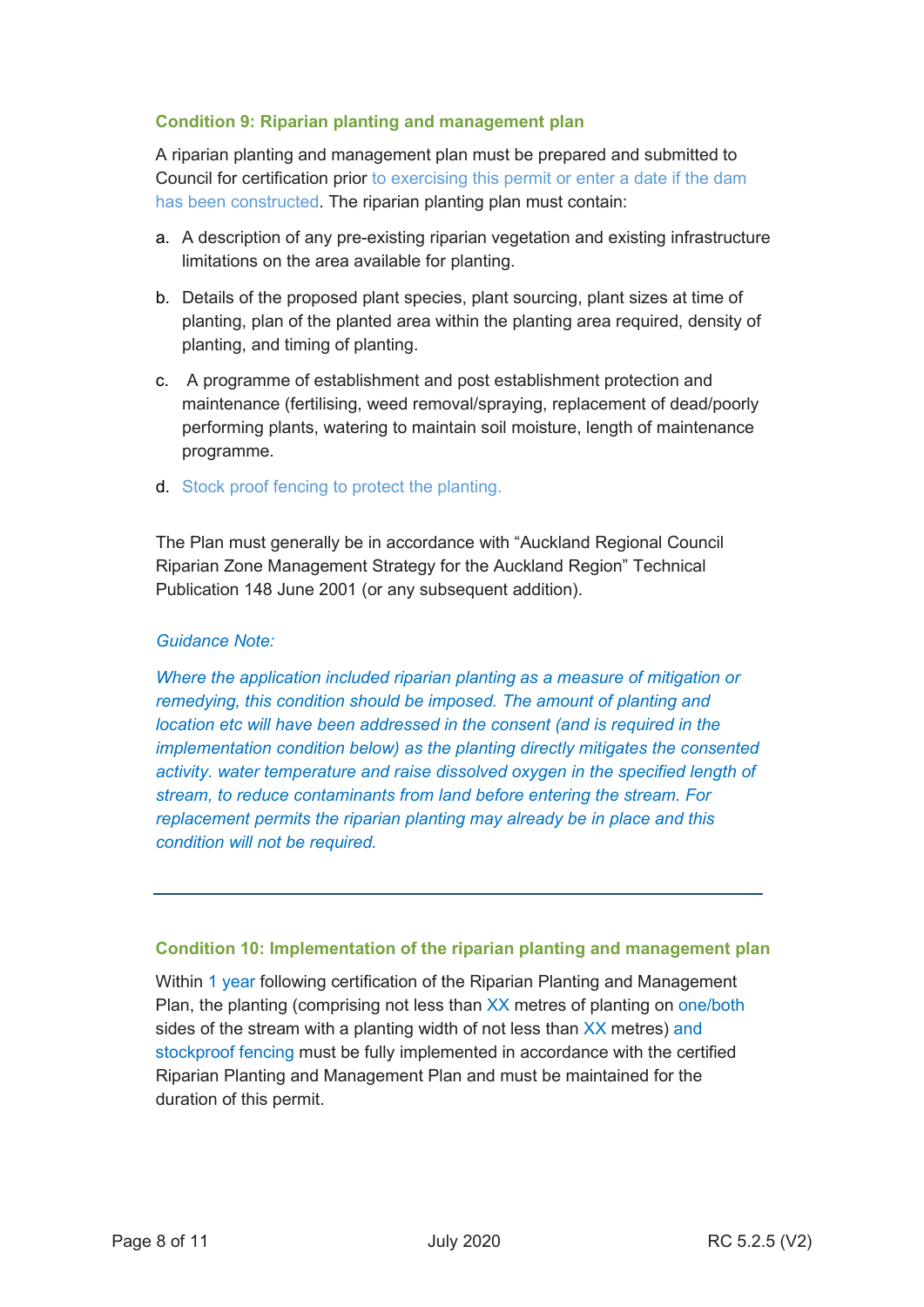### Condition 9: Riparian planting and management plan

A riparian planting and management plan must be prepared and submitted to Council for certification prior to exercising this permit or enter a date if the dam has been constructed. The riparian planting plan must contain:

a. A description of any pre-existing riparian vegetation and existing infrastructure limitations on the area available for planting.

b. Details of the proposed plant species, plant sourcing, plant sizes at time of planting, plan of the planted area within the planting area required, density of planting, and timing of planting.

c. A programme of establishment and post establishment protection and maintenance (fertilising, weed removal/spraying, replacement of dead/poorly performing plants, watering to maintain soil moisture, length of maintenance programme.

d. Stock proof fencing to protect the planting.

The Plan must generally be in accordance with "Auckland Regional Council Riparian Zone Management Strategy for the Auckland Region" Technical Publication 148 June 2001 (or any subsequent addition).

*Guidance Note:*

*Where the application included riparian planting as a measure of mitigation or remedying, this condition should be imposed. The amount of planting and location etc will have been addressed in the consent (and is required in the implementation condition below) as the planting directly mitigates the consented activity. water temperature and raise dissolved oxygen in the specified length of stream, to reduce contaminants from land before entering the stream. For replacement permits the riparian planting may already be in place and this condition will not be required.*

---

### Condition 10: Implementation of the riparian planting and management plan

Within 1 year following certification of the Riparian Planting and Management Plan, the planting (comprising not less than XX metres of planting on one/both sides of the stream with a planting width of not less than XX metres) and stockproof fencing must be fully implemented in accordance with the certified Riparian Planting and Management Plan and must be maintained for the duration of this permit.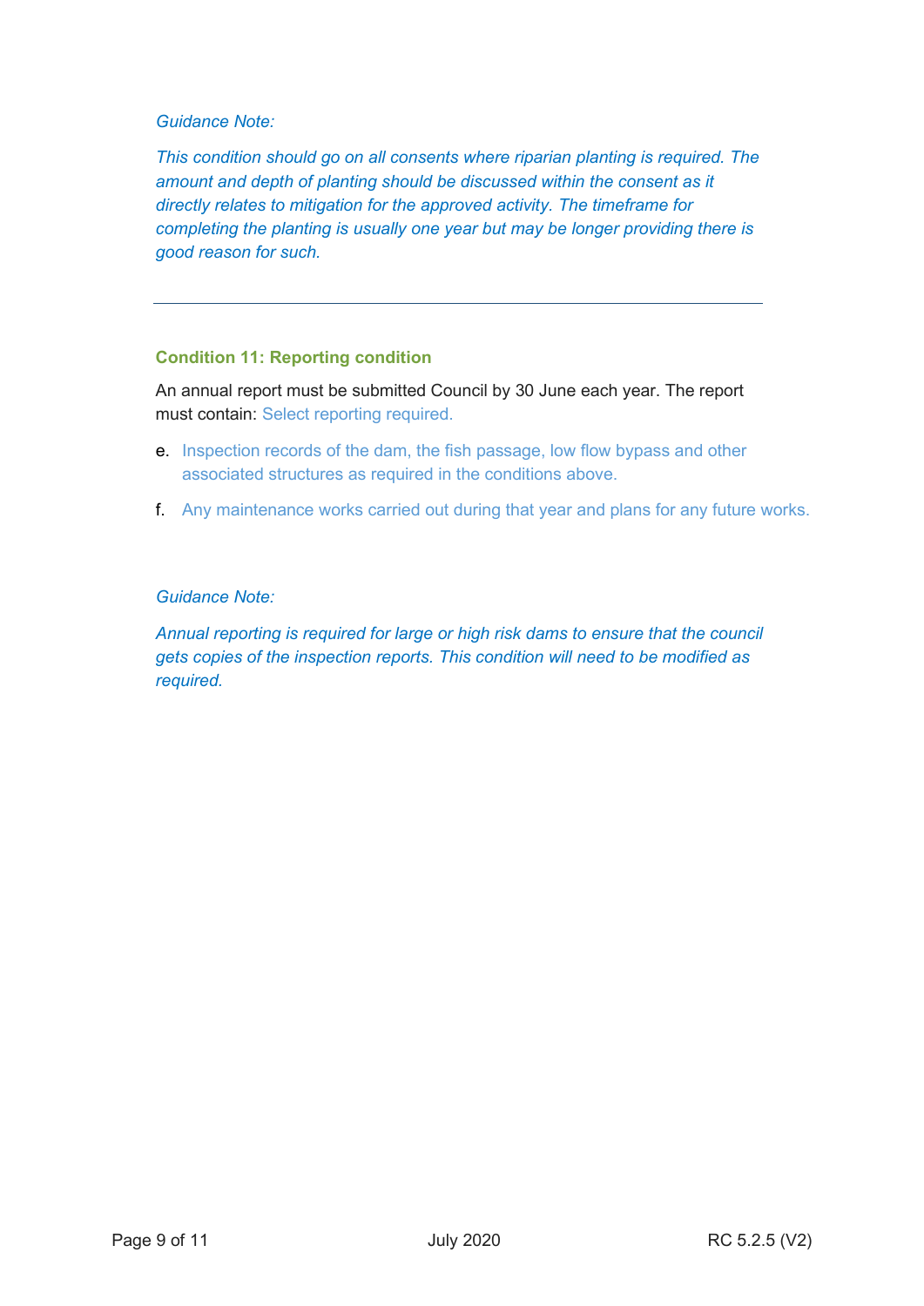*Guidance Note:*

*This condition should go on all consents where riparian planting is required. The amount and depth of planting should be discussed within the consent as it directly relates to mitigation for the approved activity. The timeframe for completing the planting is usually one year but may be longer providing there is good reason for such.*

---

### Condition 11: Reporting condition

An annual report must be submitted Council by 30 June each year. The report must contain: Select reporting required.

e. Inspection records of the dam, the fish passage, low flow bypass and other associated structures as required in the conditions above.

f. Any maintenance works carried out during that year and plans for any future works.

*Guidance Note:*

*Annual reporting is required for large or high risk dams to ensure that the council gets copies of the inspection reports. This condition will need to be modified as required.*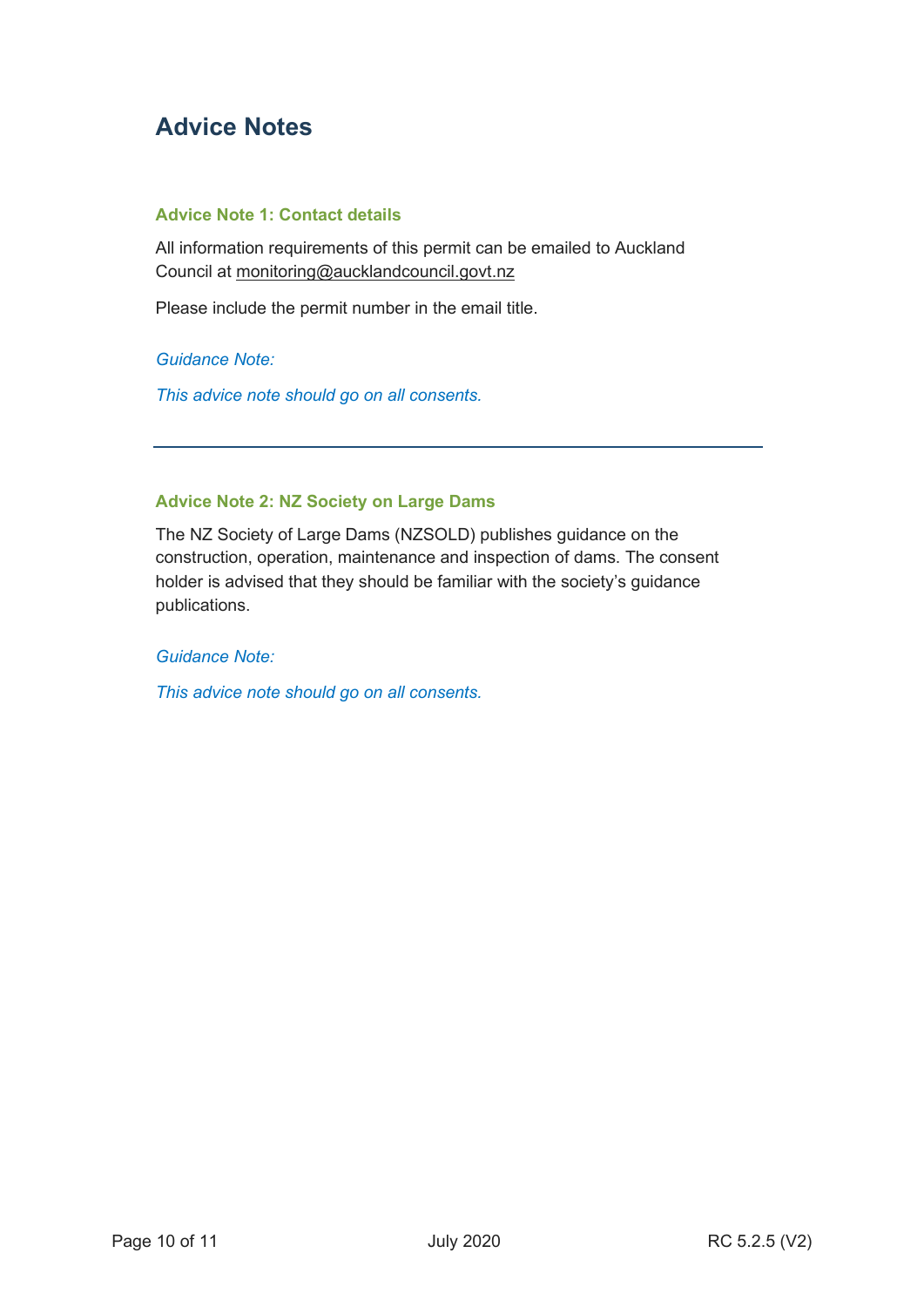## Advice Notes

### Advice Note 1: Contact details

All information requirements of this permit can be emailed to Auckland Council at monitoring@aucklandcouncil.govt.nz

Please include the permit number in the email title.

*Guidance Note:*

*This advice note should go on all consents.*

---

### Advice Note 2: NZ Society on Large Dams

The NZ Society of Large Dams (NZSOLD) publishes guidance on the construction, operation, maintenance and inspection of dams. The consent holder is advised that they should be familiar with the society's guidance publications.

*Guidance Note:*

*This advice note should go on all consents.*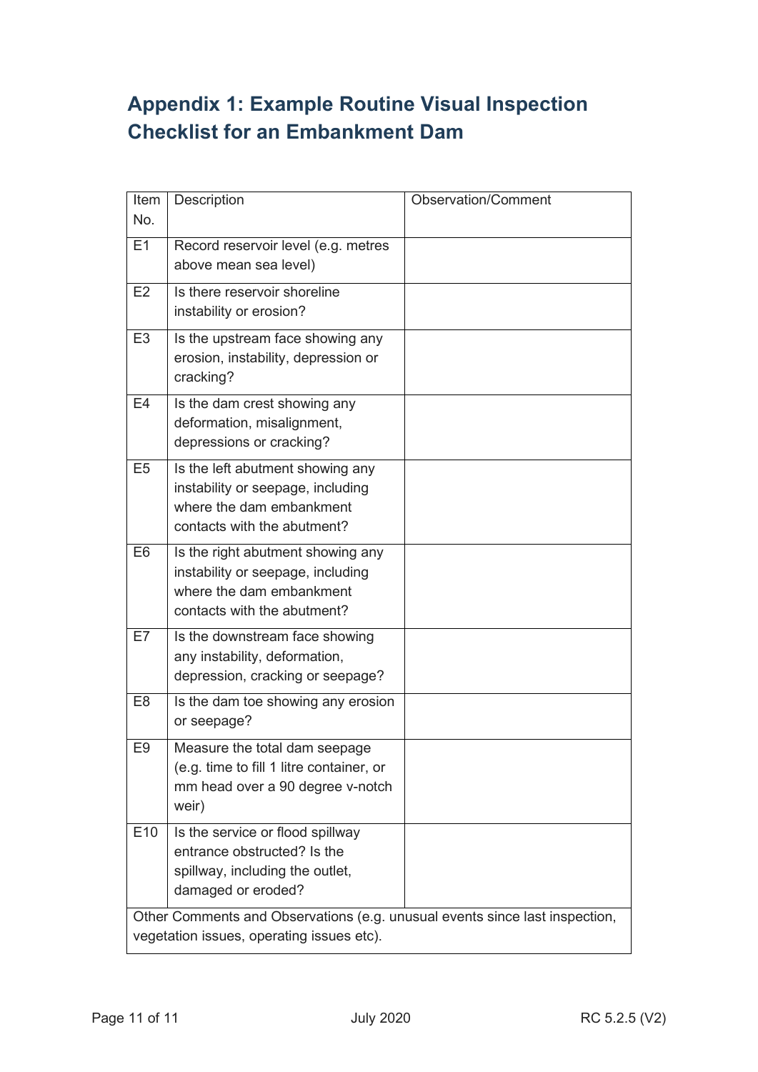## Appendix 1: Example Routine Visual Inspection Checklist for an Embankment Dam

| Item No. | Description | Observation/Comment |
|---|---|---|
| E1 | Record reservoir level (e.g. metres above mean sea level) | |
| E2 | Is there reservoir shoreline instability or erosion? | |
| E3 | Is the upstream face showing any erosion, instability, depression or cracking? | |
| E4 | Is the dam crest showing any deformation, misalignment, depressions or cracking? | |
| E5 | Is the left abutment showing any instability or seepage, including where the dam embankment contacts with the abutment? | |
| E6 | Is the right abutment showing any instability or seepage, including where the dam embankment contacts with the abutment? | |
| E7 | Is the downstream face showing any instability, deformation, depression, cracking or seepage? | |
| E8 | Is the dam toe showing any erosion or seepage? | |
| E9 | Measure the total dam seepage (e.g. time to fill 1 litre container, or mm head over a 90 degree v-notch weir) | |
| E10 | Is the service or flood spillway entrance obstructed? Is the spillway, including the outlet, damaged or eroded? | |
| Other Comments and Observations (e.g. unusual events since last inspection, vegetation issues, operating issues etc). | | |